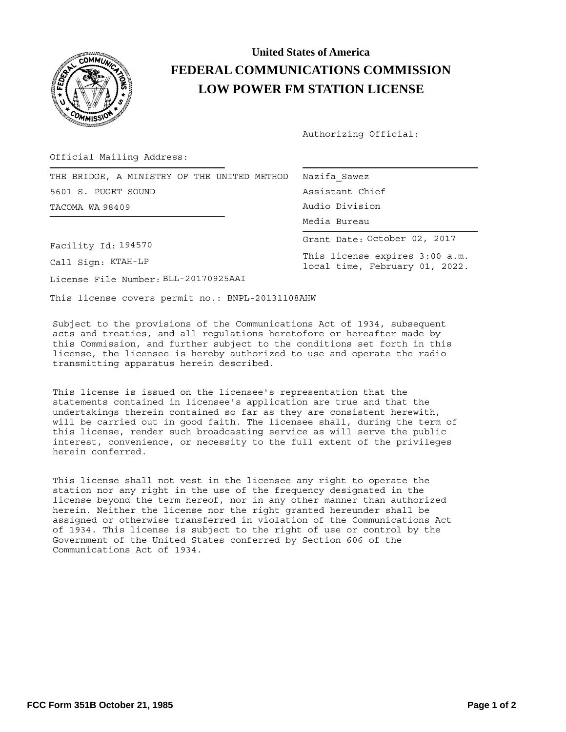# United States of America
# FEDERAL COMMUNICATIONS COMMISSION
# LOW POWER FM STATION LICENSE

Authorizing Official:

Official Mailing Address:

THE BRIDGE, A MINISTRY OF THE UNITED METHOD
5601 S. PUGET SOUND
TACOMA WA 98409

Nazifa_Sawez
Assistant Chief
Audio Division
Media Bureau

Grant Date: October 02, 2017

This license expires 3:00 a.m. local time, February 01, 2022.

Facility Id: 194570

Call Sign: KTAH-LP

License File Number: BLL-20170925AAI

This license covers permit no.: BNPL-20131108AHW

Subject to the provisions of the Communications Act of 1934, subsequent acts and treaties, and all regulations heretofore or hereafter made by this Commission, and further subject to the conditions set forth in this license, the licensee is hereby authorized to use and operate the radio transmitting apparatus herein described.

This license is issued on the licensee's representation that the statements contained in licensee's application are true and that the undertakings therein contained so far as they are consistent herewith, will be carried out in good faith. The licensee shall, during the term of this license, render such broadcasting service as will serve the public interest, convenience, or necessity to the full extent of the privileges herein conferred.

This license shall not vest in the licensee any right to operate the station nor any right in the use of the frequency designated in the license beyond the term hereof, nor in any other manner than authorized herein. Neither the license nor the right granted hereunder shall be assigned or otherwise transferred in violation of the Communications Act of 1934. This license is subject to the right of use or control by the Government of the United States conferred by Section 606 of the Communications Act of 1934.

FCC Form 351B October 21, 1985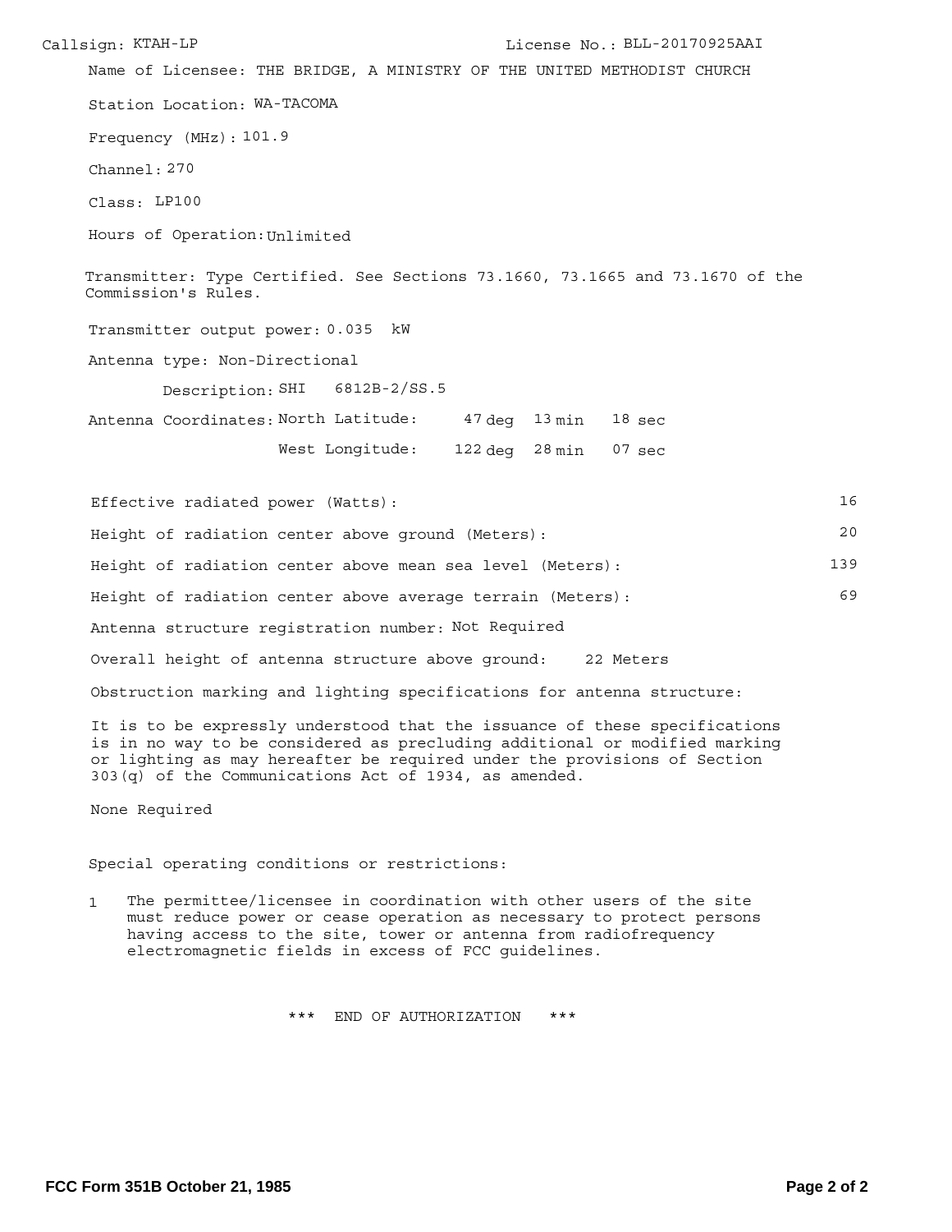Callsign: KTAH-LP License No.: BLL-20170925AAI

Name of Licensee: THE BRIDGE, A MINISTRY OF THE UNITED METHODIST CHURCH

Station Location: WA-TACOMA

Frequency (MHz): 101.9

Channel: 270

Class: LP100

Hours of Operation: Unlimited

Transmitter: Type Certified. See Sections 73.1660, 73.1665 and 73.1670 of the Commission's Rules.

Transmitter output power: 0.035 kW

Antenna type: Non-Directional

Description: SHI 6812B-2/SS.5

Antenna Coordinates: North Latitude: 47 deg 13 min 18 sec

West Longitude: 122 deg 28 min 07 sec

| | |
|---|---|
| Effective radiated power (Watts): | 16 |
| Height of radiation center above ground (Meters): | 20 |
| Height of radiation center above mean sea level (Meters): | 139 |
| Height of radiation center above average terrain (Meters): | 69 |

Antenna structure registration number: Not Required

Overall height of antenna structure above ground: 22 Meters

Obstruction marking and lighting specifications for antenna structure:

It is to be expressly understood that the issuance of these specifications is in no way to be considered as precluding additional or modified marking or lighting as may hereafter be required under the provisions of Section 303(q) of the Communications Act of 1934, as amended.

None Required

Special operating conditions or restrictions:

1. The permittee/licensee in coordination with other users of the site must reduce power or cease operation as necessary to protect persons having access to the site, tower or antenna from radiofrequency electromagnetic fields in excess of FCC guidelines.

\*\*\* END OF AUTHORIZATION \*\*\*

FCC Form 351B October 21, 1985